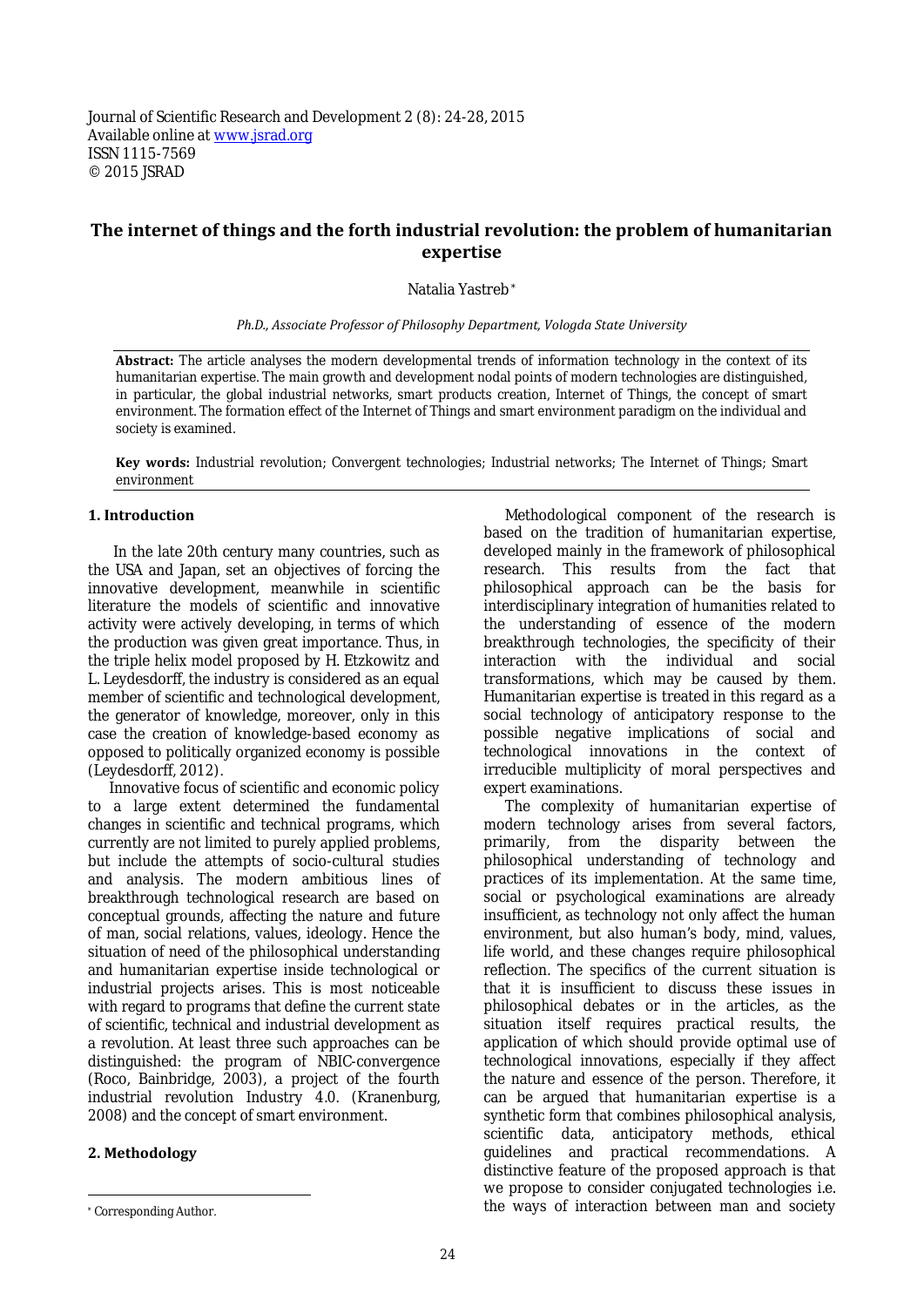Journal of Scientific Research and Development 2 (8): 24-28, 2015
Available online at www.jsrad.org
ISSN 1115-7569
© 2015 JSRAD

# The internet of things and the forth industrial revolution: the problem of humanitarian expertise

Natalia Yastreb *

*Ph.D., Associate Professor of Philosophy Department, Vologda State University*

**Abstract:** The article analyses the modern developmental trends of information technology in the context of its humanitarian expertise. The main growth and development nodal points of modern technologies are distinguished, in particular, the global industrial networks, smart products creation, Internet of Things, the concept of smart environment. The formation effect of the Internet of Things and smart environment paradigm on the individual and society is examined.

**Key words:** Industrial revolution; Convergent technologies; Industrial networks; The Internet of Things; Smart environment

## 1. Introduction

In the late 20th century many countries, such as the USA and Japan, set an objectives of forcing the innovative development, meanwhile in scientific literature the models of scientific and innovative activity were actively developing, in terms of which the production was given great importance. Thus, in the triple helix model proposed by H. Etzkowitz and L. Leydesdorff, the industry is considered as an equal member of scientific and technological development, the generator of knowledge, moreover, only in this case the creation of knowledge-based economy as opposed to politically organized economy is possible (Leydesdorff, 2012).

Innovative focus of scientific and economic policy to a large extent determined the fundamental changes in scientific and technical programs, which currently are not limited to purely applied problems, but include the attempts of socio-cultural studies and analysis. The modern ambitious lines of breakthrough technological research are based on conceptual grounds, affecting the nature and future of man, social relations, values, ideology. Hence the situation of need of the philosophical understanding and humanitarian expertise inside technological or industrial projects arises. This is most noticeable with regard to programs that define the current state of scientific, technical and industrial development as a revolution. At least three such approaches can be distinguished: the program of NBIC-convergence (Roco, Bainbridge, 2003), a project of the fourth industrial revolution Industry 4.0. (Kranenburg, 2008) and the concept of smart environment.

## 2. Methodology

Methodological component of the research is based on the tradition of humanitarian expertise, developed mainly in the framework of philosophical research. This results from the fact that philosophical approach can be the basis for interdisciplinary integration of humanities related to the understanding of essence of the modern breakthrough technologies, the specificity of their interaction with the individual and social transformations, which may be caused by them. Humanitarian expertise is treated in this regard as a social technology of anticipatory response to the possible negative implications of social and technological innovations in the context of irreducible multiplicity of moral perspectives and expert examinations.

The complexity of humanitarian expertise of modern technology arises from several factors, primarily, from the disparity between the philosophical understanding of technology and practices of its implementation. At the same time, social or psychological examinations are already insufficient, as technology not only affect the human environment, but also human's body, mind, values, life world, and these changes require philosophical reflection. The specifics of the current situation is that it is insufficient to discuss these issues in philosophical debates or in the articles, as the situation itself requires practical results, the application of which should provide optimal use of technological innovations, especially if they affect the nature and essence of the person. Therefore, it can be argued that humanitarian expertise is a synthetic form that combines philosophical analysis, scientific data, anticipatory methods, ethical guidelines and practical recommendations. A distinctive feature of the proposed approach is that we propose to consider conjugated technologies i.e. the ways of interaction between man and society

* Corresponding Author.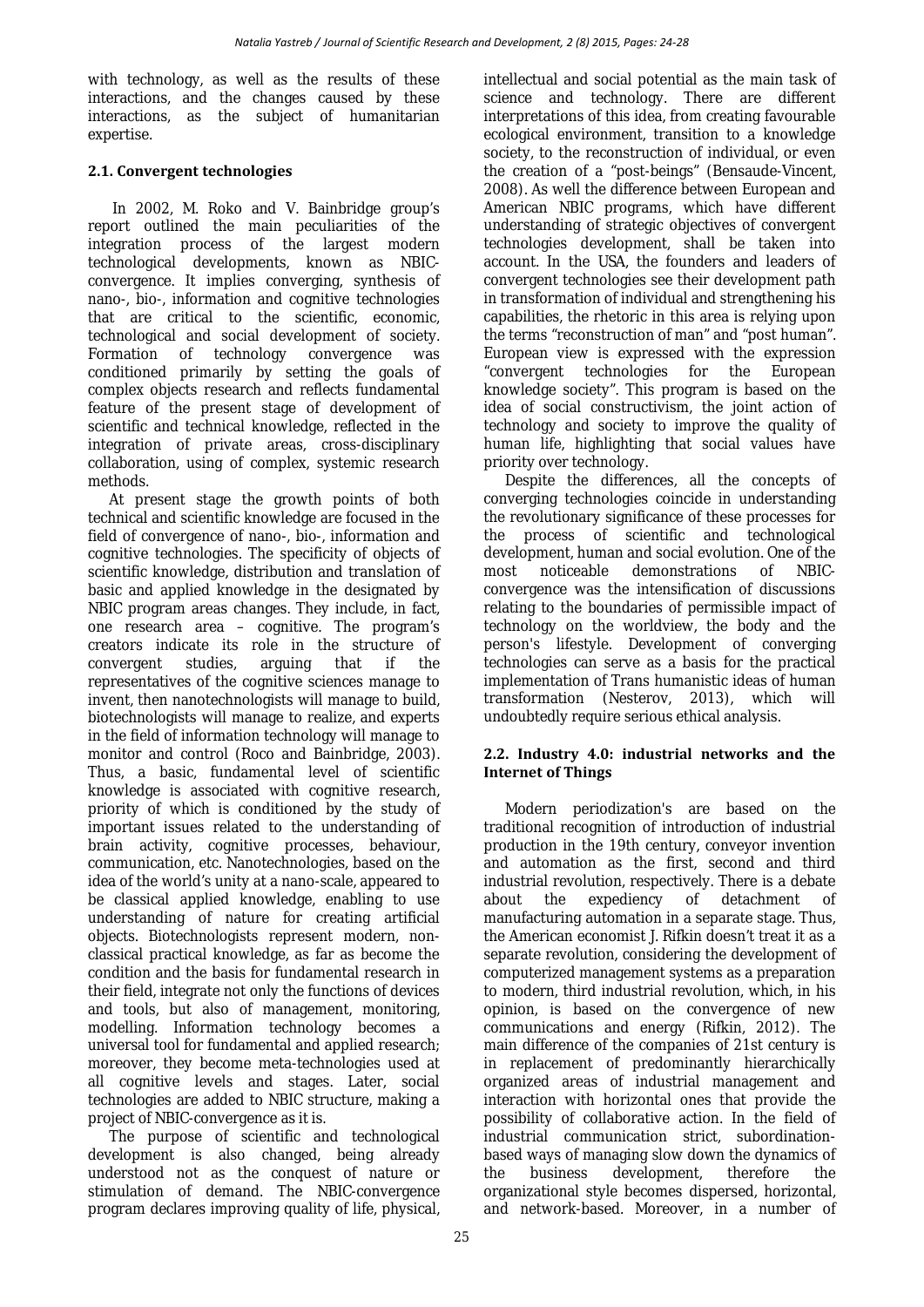with technology, as well as the results of these interactions, and the changes caused by these interactions, as the subject of humanitarian expertise.

### 2.1. Convergent technologies

In 2002, M. Roko and V. Bainbridge group's report outlined the main peculiarities of the integration process of the largest modern technological developments, known as NBIC-convergence. It implies converging, synthesis of nano-, bio-, information and cognitive technologies that are critical to the scientific, economic, technological and social development of society. Formation of technology convergence was conditioned primarily by setting the goals of complex objects research and reflects fundamental feature of the present stage of development of scientific and technical knowledge, reflected in the integration of private areas, cross-disciplinary collaboration, using of complex, systemic research methods.

At present stage the growth points of both technical and scientific knowledge are focused in the field of convergence of nano-, bio-, information and cognitive technologies. The specificity of objects of scientific knowledge, distribution and translation of basic and applied knowledge in the designated by NBIC program areas changes. They include, in fact, one research area – cognitive. The program's creators indicate its role in the structure of convergent studies, arguing that if the representatives of the cognitive sciences manage to invent, then nanotechnologists will manage to build, biotechnologists will manage to realize, and experts in the field of information technology will manage to monitor and control (Roco and Bainbridge, 2003). Thus, a basic, fundamental level of scientific knowledge is associated with cognitive research, priority of which is conditioned by the study of important issues related to the understanding of brain activity, cognitive processes, behaviour, communication, etc. Nanotechnologies, based on the idea of the world's unity at a nano-scale, appeared to be classical applied knowledge, enabling to use understanding of nature for creating artificial objects. Biotechnologists represent modern, non-classical practical knowledge, as far as become the condition and the basis for fundamental research in their field, integrate not only the functions of devices and tools, but also of management, monitoring, modelling. Information technology becomes a universal tool for fundamental and applied research; moreover, they become meta-technologies used at all cognitive levels and stages. Later, social technologies are added to NBIC structure, making a project of NBIC-convergence as it is.

The purpose of scientific and technological development is also changed, being already understood not as the conquest of nature or stimulation of demand. The NBIC-convergence program declares improving quality of life, physical, intellectual and social potential as the main task of science and technology. There are different interpretations of this idea, from creating favourable ecological environment, transition to a knowledge society, to the reconstruction of individual, or even the creation of a "post-beings" (Bensaude-Vincent, 2008). As well the difference between European and American NBIC programs, which have different understanding of strategic objectives of convergent technologies development, shall be taken into account. In the USA, the founders and leaders of convergent technologies see their development path in transformation of individual and strengthening his capabilities, the rhetoric in this area is relying upon the terms "reconstruction of man" and "post human". European view is expressed with the expression "convergent technologies for the European knowledge society". This program is based on the idea of social constructivism, the joint action of technology and society to improve the quality of human life, highlighting that social values have priority over technology.

Despite the differences, all the concepts of converging technologies coincide in understanding the revolutionary significance of these processes for the process of scientific and technological development, human and social evolution. One of the most noticeable demonstrations of NBIC-convergence was the intensification of discussions relating to the boundaries of permissible impact of technology on the worldview, the body and the person's lifestyle. Development of converging technologies can serve as a basis for the practical implementation of Trans humanistic ideas of human transformation (Nesterov, 2013), which will undoubtedly require serious ethical analysis.

### 2.2. Industry 4.0: industrial networks and the Internet of Things

Modern periodization's are based on the traditional recognition of introduction of industrial production in the 19th century, conveyor invention and automation as the first, second and third industrial revolution, respectively. There is a debate about the expediency of detachment of manufacturing automation in a separate stage. Thus, the American economist J. Rifkin doesn't treat it as a separate revolution, considering the development of computerized management systems as a preparation to modern, third industrial revolution, which, in his opinion, is based on the convergence of new communications and energy (Rifkin, 2012). The main difference of the companies of 21st century is in replacement of predominantly hierarchically organized areas of industrial management and interaction with horizontal ones that provide the possibility of collaborative action. In the field of industrial communication strict, subordination-based ways of managing slow down the dynamics of the business development, therefore the organizational style becomes dispersed, horizontal, and network-based. Moreover, in a number of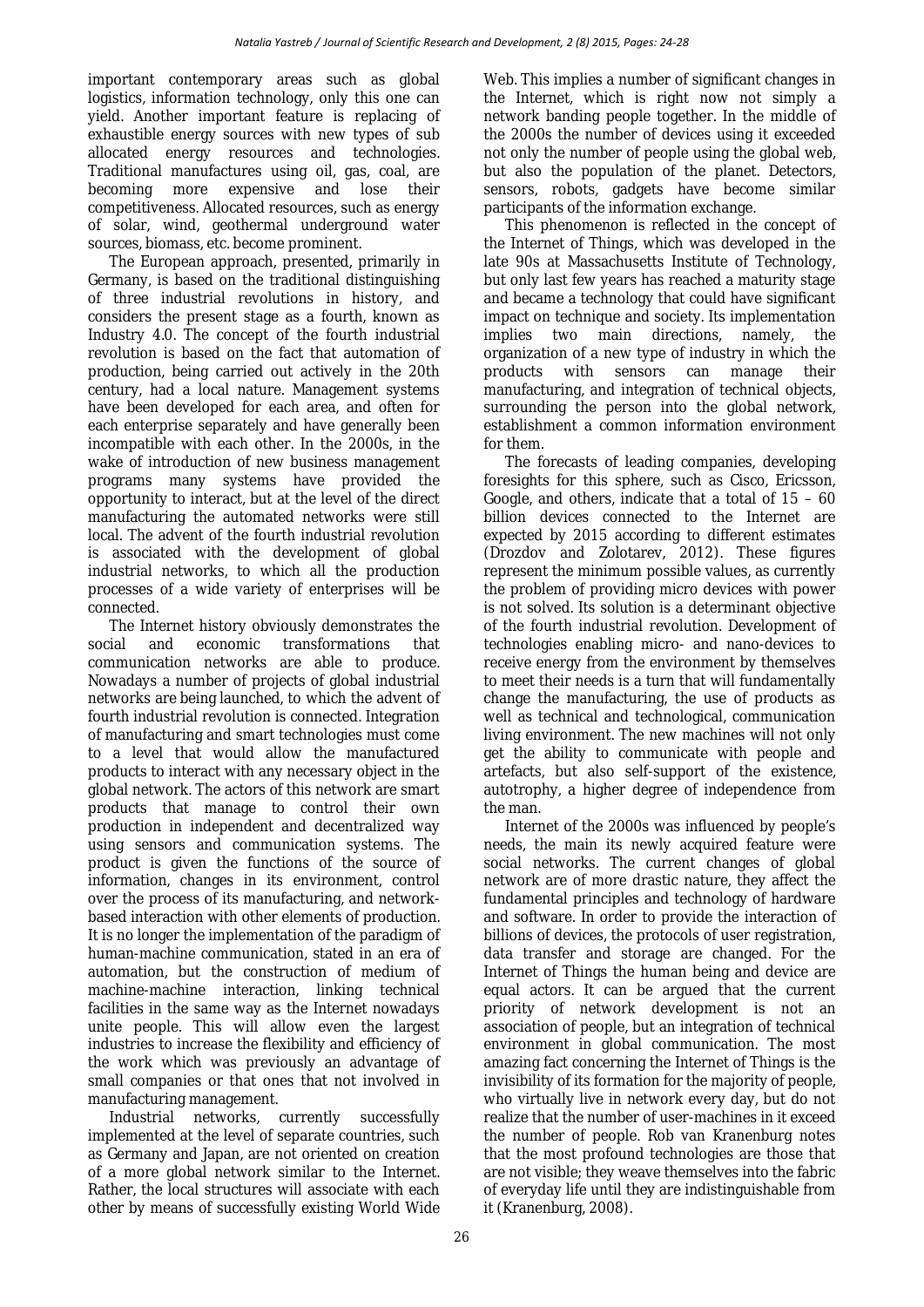important contemporary areas such as global logistics, information technology, only this one can yield. Another important feature is replacing of exhaustible energy sources with new types of sub allocated energy resources and technologies. Traditional manufactures using oil, gas, coal, are becoming more expensive and lose their competitiveness. Allocated resources, such as energy of solar, wind, geothermal underground water sources, biomass, etc. become prominent.

The European approach, presented, primarily in Germany, is based on the traditional distinguishing of three industrial revolutions in history, and considers the present stage as a fourth, known as Industry 4.0. The concept of the fourth industrial revolution is based on the fact that automation of production, being carried out actively in the 20th century, had a local nature. Management systems have been developed for each area, and often for each enterprise separately and have generally been incompatible with each other. In the 2000s, in the wake of introduction of new business management programs many systems have provided the opportunity to interact, but at the level of the direct manufacturing the automated networks were still local. The advent of the fourth industrial revolution is associated with the development of global industrial networks, to which all the production processes of a wide variety of enterprises will be connected.

The Internet history obviously demonstrates the social and economic transformations that communication networks are able to produce. Nowadays a number of projects of global industrial networks are being launched, to which the advent of fourth industrial revolution is connected. Integration of manufacturing and smart technologies must come to a level that would allow the manufactured products to interact with any necessary object in the global network. The actors of this network are smart products that manage to control their own production in independent and decentralized way using sensors and communication systems. The product is given the functions of the source of information, changes in its environment, control over the process of its manufacturing, and network-based interaction with other elements of production. It is no longer the implementation of the paradigm of human-machine communication, stated in an era of automation, but the construction of medium of machine-machine interaction, linking technical facilities in the same way as the Internet nowadays unite people. This will allow even the largest industries to increase the flexibility and efficiency of the work which was previously an advantage of small companies or that ones that not involved in manufacturing management.

Industrial networks, currently successfully implemented at the level of separate countries, such as Germany and Japan, are not oriented on creation of a more global network similar to the Internet. Rather, the local structures will associate with each other by means of successfully existing World Wide Web. This implies a number of significant changes in the Internet, which is right now not simply a network banding people together. In the middle of the 2000s the number of devices using it exceeded not only the number of people using the global web, but also the population of the planet. Detectors, sensors, robots, gadgets have become similar participants of the information exchange.

This phenomenon is reflected in the concept of the Internet of Things, which was developed in the late 90s at Massachusetts Institute of Technology, but only last few years has reached a maturity stage and became a technology that could have significant impact on technique and society. Its implementation implies two main directions, namely, the organization of a new type of industry in which the products with sensors can manage their manufacturing, and integration of technical objects, surrounding the person into the global network, establishment a common information environment for them.

The forecasts of leading companies, developing foresights for this sphere, such as Cisco, Ericsson, Google, and others, indicate that a total of 15 – 60 billion devices connected to the Internet are expected by 2015 according to different estimates (Drozdov and Zolotarev, 2012). These figures represent the minimum possible values, as currently the problem of providing micro devices with power is not solved. Its solution is a determinant objective of the fourth industrial revolution. Development of technologies enabling micro- and nano-devices to receive energy from the environment by themselves to meet their needs is a turn that will fundamentally change the manufacturing, the use of products as well as technical and technological, communication living environment. The new machines will not only get the ability to communicate with people and artefacts, but also self-support of the existence, autotrophy, a higher degree of independence from the man.

Internet of the 2000s was influenced by people's needs, the main its newly acquired feature were social networks. The current changes of global network are of more drastic nature, they affect the fundamental principles and technology of hardware and software. In order to provide the interaction of billions of devices, the protocols of user registration, data transfer and storage are changed. For the Internet of Things the human being and device are equal actors. It can be argued that the current priority of network development is not an association of people, but an integration of technical environment in global communication. The most amazing fact concerning the Internet of Things is the invisibility of its formation for the majority of people, who virtually live in network every day, but do not realize that the number of user-machines in it exceed the number of people. Rob van Kranenburg notes that the most profound technologies are those that are not visible; they weave themselves into the fabric of everyday life until they are indistinguishable from it (Kranenburg, 2008).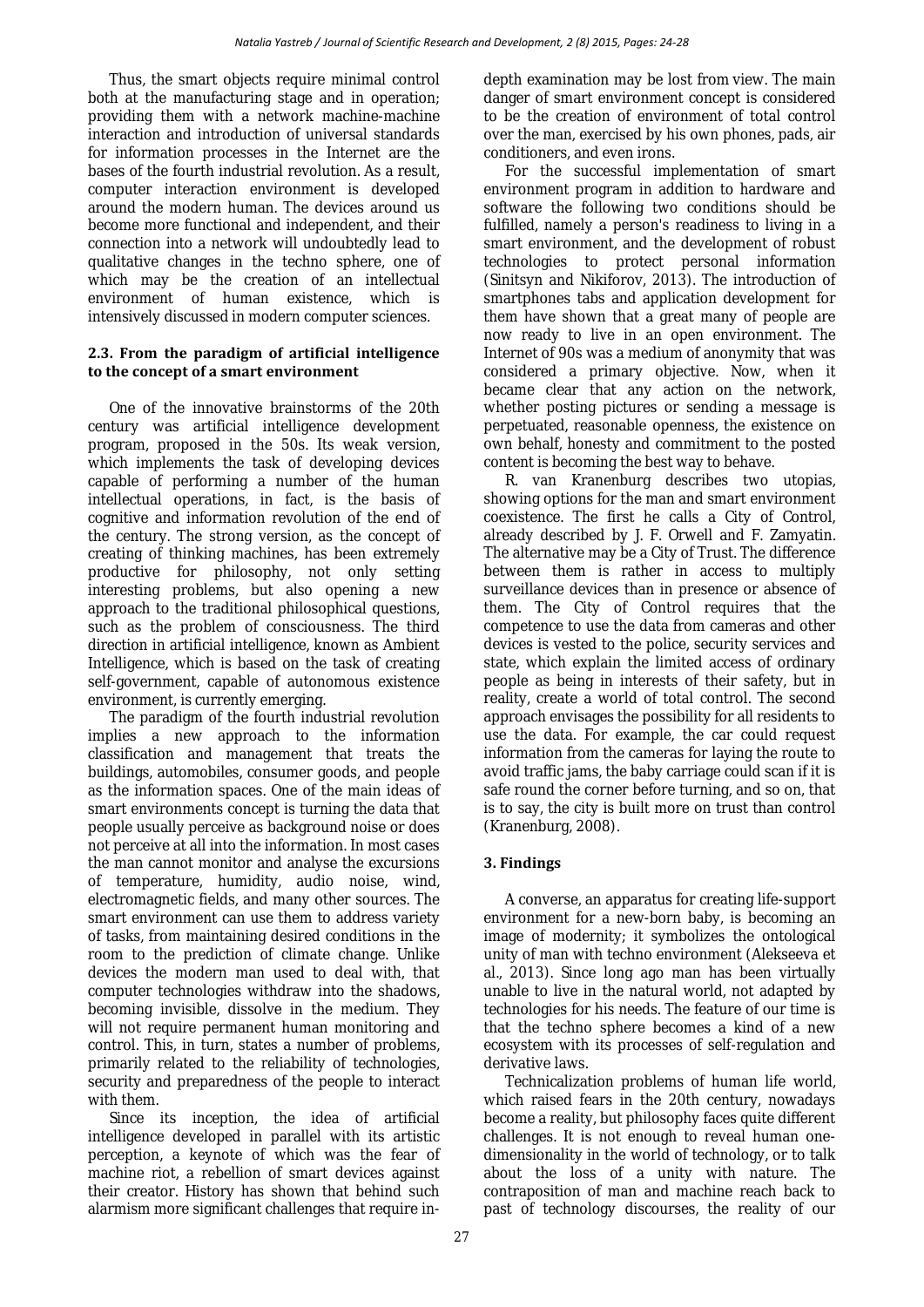Thus, the smart objects require minimal control both at the manufacturing stage and in operation; providing them with a network machine-machine interaction and introduction of universal standards for information processes in the Internet are the bases of the fourth industrial revolution. As a result, computer interaction environment is developed around the modern human. The devices around us become more functional and independent, and their connection into a network will undoubtedly lead to qualitative changes in the techno sphere, one of which may be the creation of an intellectual environment of human existence, which is intensively discussed in modern computer sciences.

### 2.3. From the paradigm of artificial intelligence to the concept of a smart environment

One of the innovative brainstorms of the 20th century was artificial intelligence development program, proposed in the 50s. Its weak version, which implements the task of developing devices capable of performing a number of the human intellectual operations, in fact, is the basis of cognitive and information revolution of the end of the century. The strong version, as the concept of creating of thinking machines, has been extremely productive for philosophy, not only setting interesting problems, but also opening a new approach to the traditional philosophical questions, such as the problem of consciousness. The third direction in artificial intelligence, known as Ambient Intelligence, which is based on the task of creating self-government, capable of autonomous existence environment, is currently emerging.

The paradigm of the fourth industrial revolution implies a new approach to the information classification and management that treats the buildings, automobiles, consumer goods, and people as the information spaces. One of the main ideas of smart environments concept is turning the data that people usually perceive as background noise or does not perceive at all into the information. In most cases the man cannot monitor and analyse the excursions of temperature, humidity, audio noise, wind, electromagnetic fields, and many other sources. The smart environment can use them to address variety of tasks, from maintaining desired conditions in the room to the prediction of climate change. Unlike devices the modern man used to deal with, that computer technologies withdraw into the shadows, becoming invisible, dissolve in the medium. They will not require permanent human monitoring and control. This, in turn, states a number of problems, primarily related to the reliability of technologies, security and preparedness of the people to interact with them.

Since its inception, the idea of artificial intelligence developed in parallel with its artistic perception, a keynote of which was the fear of machine riot, a rebellion of smart devices against their creator. History has shown that behind such alarmism more significant challenges that require in-depth examination may be lost from view. The main danger of smart environment concept is considered to be the creation of environment of total control over the man, exercised by his own phones, pads, air conditioners, and even irons.

For the successful implementation of smart environment program in addition to hardware and software the following two conditions should be fulfilled, namely a person's readiness to living in a smart environment, and the development of robust technologies to protect personal information (Sinitsyn and Nikiforov, 2013). The introduction of smartphones tabs and application development for them have shown that a great many of people are now ready to live in an open environment. The Internet of 90s was a medium of anonymity that was considered a primary objective. Now, when it became clear that any action on the network, whether posting pictures or sending a message is perpetuated, reasonable openness, the existence on own behalf, honesty and commitment to the posted content is becoming the best way to behave.

R. van Kranenburg describes two utopias, showing options for the man and smart environment coexistence. The first he calls a City of Control, already described by J. F. Orwell and F. Zamyatin. The alternative may be a City of Trust. The difference between them is rather in access to multiply surveillance devices than in presence or absence of them. The City of Control requires that the competence to use the data from cameras and other devices is vested to the police, security services and state, which explain the limited access of ordinary people as being in interests of their safety, but in reality, create a world of total control. The second approach envisages the possibility for all residents to use the data. For example, the car could request information from the cameras for laying the route to avoid traffic jams, the baby carriage could scan if it is safe round the corner before turning, and so on, that is to say, the city is built more on trust than control (Kranenburg, 2008).

## 3. Findings

A converse, an apparatus for creating life-support environment for a new-born baby, is becoming an image of modernity; it symbolizes the ontological unity of man with techno environment (Alekseeva et al., 2013). Since long ago man has been virtually unable to live in the natural world, not adapted by technologies for his needs. The feature of our time is that the techno sphere becomes a kind of a new ecosystem with its processes of self-regulation and derivative laws.

Technicalization problems of human life world, which raised fears in the 20th century, nowadays become a reality, but philosophy faces quite different challenges. It is not enough to reveal human one-dimensionality in the world of technology, or to talk about the loss of a unity with nature. The contraposition of man and machine reach back to past of technology discourses, the reality of our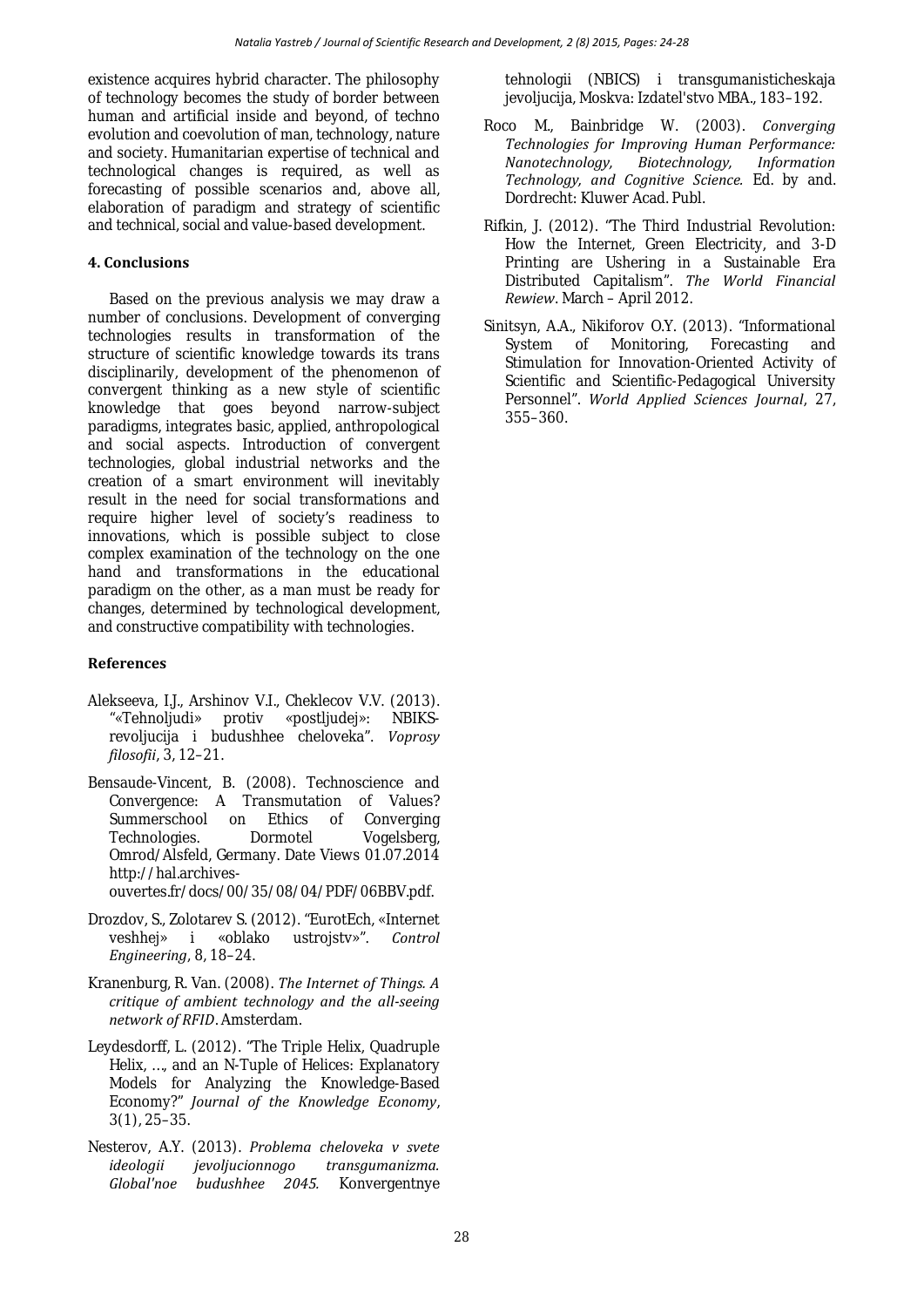existence acquires hybrid character. The philosophy of technology becomes the study of border between human and artificial inside and beyond, of techno evolution and coevolution of man, technology, nature and society. Humanitarian expertise of technical and technological changes is required, as well as forecasting of possible scenarios and, above all, elaboration of paradigm and strategy of scientific and technical, social and value-based development.

#### 4. Conclusions

Based on the previous analysis we may draw a number of conclusions. Development of converging technologies results in transformation of the structure of scientific knowledge towards its trans disciplinarily, development of the phenomenon of convergent thinking as a new style of scientific knowledge that goes beyond narrow-subject paradigms, integrates basic, applied, anthropological and social aspects. Introduction of convergent technologies, global industrial networks and the creation of a smart environment will inevitably result in the need for social transformations and require higher level of society's readiness to innovations, which is possible subject to close complex examination of the technology on the one hand and transformations in the educational paradigm on the other, as a man must be ready for changes, determined by technological development, and constructive compatibility with technologies.

#### References

Alekseeva, I.J., Arshinov V.I., Cheklecov V.V. (2013). "«Tehnoljudi» protiv «postljudej»: NBIKS-revoljucija i budushhee cheloveka". *Voprosy filosofii*, 3, 12–21.

Bensaude-Vincent, B. (2008). Technoscience and Convergence: A Transmutation of Values? Summerschool on Ethics of Converging Technologies. Dormotel Vogelsberg, Omrod/Alsfeld, Germany. Date Views 01.07.2014 http://hal.archives-ouvertes.fr/docs/00/35/08/04/PDF/06BBV.pdf.

Drozdov, S., Zolotarev S. (2012). "EurotEch, «Internet veshhej» i «oblako ustrojstv»". *Control Engineering*, 8, 18–24.

Kranenburg, R. Van. (2008). *The Internet of Things. A critique of ambient technology and the all-seeing network of RFID*. Amsterdam.

Leydesdorff, L. (2012). "The Triple Helix, Quadruple Helix, …, and an N-Tuple of Helices: Explanatory Models for Analyzing the Knowledge-Based Economy?" *Journal of the Knowledge Economy*, 3(1), 25–35.

Nesterov, A.Y. (2013). *Problema cheloveka v svete ideologii jevoljucionnogo transgumanizma. Global'noe budushhee 2045.* Konvergentnye tehnologii (NBICS) i transgumanisticheskaja jevoljucija, Moskva: Izdatel'stvo MBA., 183–192.

Roco M., Bainbridge W. (2003). *Converging Technologies for Improving Human Performance: Nanotechnology, Biotechnology, Information Technology, and Cognitive Science*. Ed. by and. Dordrecht: Kluwer Acad. Publ.

Rifkin, J. (2012). "The Third Industrial Revolution: How the Internet, Green Electricity, and 3-D Printing are Ushering in a Sustainable Era Distributed Capitalism". *The World Financial Rewiew*. March – April 2012.

Sinitsyn, A.A., Nikiforov O.Y. (2013). "Informational System of Monitoring, Forecasting and Stimulation for Innovation-Oriented Activity of Scientific and Scientific-Pedagogical University Personnel". *World Applied Sciences Journal*, 27, 355–360.